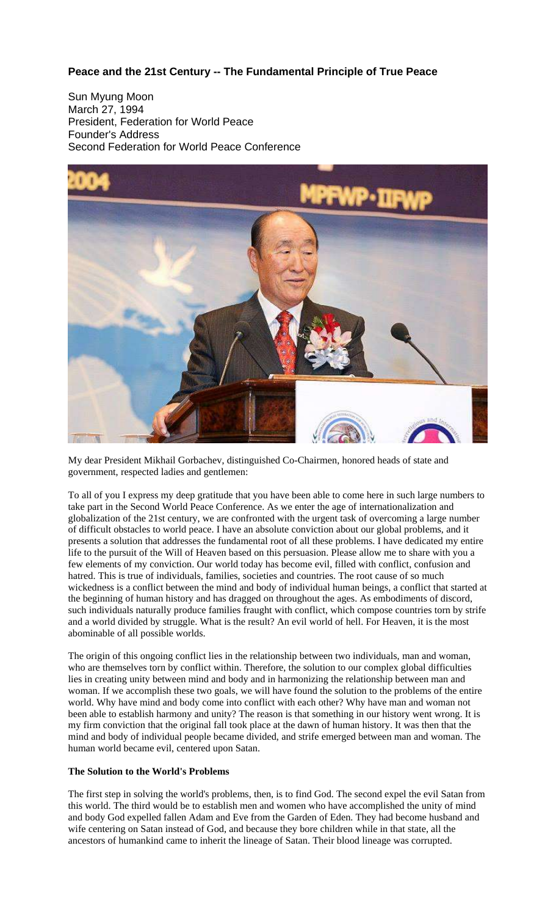**Peace and the 21st Century -- The Fundamental Principle of True Peace**

Sun Myung Moon
March 27, 1994
President, Federation for World Peace
Founder's Address
Second Federation for World Peace Conference

My dear President Mikhail Gorbachev, distinguished Co-Chairmen, honored heads of state and government, respected ladies and gentlemen:

To all of you I express my deep gratitude that you have been able to come here in such large numbers to take part in the Second World Peace Conference. As we enter the age of internationalization and globalization of the 21st century, we are confronted with the urgent task of overcoming a large number of difficult obstacles to world peace. I have an absolute conviction about our global problems, and it presents a solution that addresses the fundamental root of all these problems. I have dedicated my entire life to the pursuit of the Will of Heaven based on this persuasion. Please allow me to share with you a few elements of my conviction. Our world today has become evil, filled with conflict, confusion and hatred. This is true of individuals, families, societies and countries. The root cause of so much wickedness is a conflict between the mind and body of individual human beings, a conflict that started at the beginning of human history and has dragged on throughout the ages. As embodiments of discord, such individuals naturally produce families fraught with conflict, which compose countries torn by strife and a world divided by struggle. What is the result? An evil world of hell. For Heaven, it is the most abominable of all possible worlds.

The origin of this ongoing conflict lies in the relationship between two individuals, man and woman, who are themselves torn by conflict within. Therefore, the solution to our complex global difficulties lies in creating unity between mind and body and in harmonizing the relationship between man and woman. If we accomplish these two goals, we will have found the solution to the problems of the entire world. Why have mind and body come into conflict with each other? Why have man and woman not been able to establish harmony and unity? The reason is that something in our history went wrong. It is my firm conviction that the original fall took place at the dawn of human history. It was then that the mind and body of individual people became divided, and strife emerged between man and woman. The human world became evil, centered upon Satan.

**The Solution to the World's Problems**

The first step in solving the world's problems, then, is to find God. The second expel the evil Satan from this world. The third would be to establish men and women who have accomplished the unity of mind and body God expelled fallen Adam and Eve from the Garden of Eden. They had become husband and wife centering on Satan instead of God, and because they bore children while in that state, all the ancestors of humankind came to inherit the lineage of Satan. Their blood lineage was corrupted.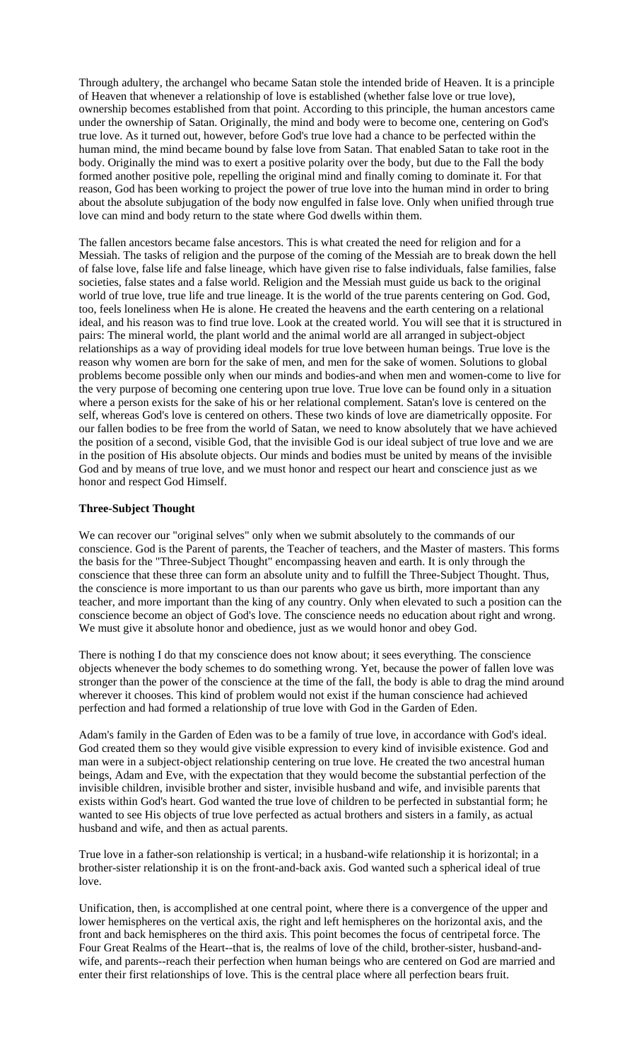Through adultery, the archangel who became Satan stole the intended bride of Heaven. It is a principle of Heaven that whenever a relationship of love is established (whether false love or true love), ownership becomes established from that point. According to this principle, the human ancestors came under the ownership of Satan. Originally, the mind and body were to become one, centering on God's true love. As it turned out, however, before God's true love had a chance to be perfected within the human mind, the mind became bound by false love from Satan. That enabled Satan to take root in the body. Originally the mind was to exert a positive polarity over the body, but due to the Fall the body formed another positive pole, repelling the original mind and finally coming to dominate it. For that reason, God has been working to project the power of true love into the human mind in order to bring about the absolute subjugation of the body now engulfed in false love. Only when unified through true love can mind and body return to the state where God dwells within them.

The fallen ancestors became false ancestors. This is what created the need for religion and for a Messiah. The tasks of religion and the purpose of the coming of the Messiah are to break down the hell of false love, false life and false lineage, which have given rise to false individuals, false families, false societies, false states and a false world. Religion and the Messiah must guide us back to the original world of true love, true life and true lineage. It is the world of the true parents centering on God. God, too, feels loneliness when He is alone. He created the heavens and the earth centering on a relational ideal, and his reason was to find true love. Look at the created world. You will see that it is structured in pairs: The mineral world, the plant world and the animal world are all arranged in subject-object relationships as a way of providing ideal models for true love between human beings. True love is the reason why women are born for the sake of men, and men for the sake of women. Solutions to global problems become possible only when our minds and bodies-and when men and women-come to live for the very purpose of becoming one centering upon true love. True love can be found only in a situation where a person exists for the sake of his or her relational complement. Satan's love is centered on the self, whereas God's love is centered on others. These two kinds of love are diametrically opposite. For our fallen bodies to be free from the world of Satan, we need to know absolutely that we have achieved the position of a second, visible God, that the invisible God is our ideal subject of true love and we are in the position of His absolute objects. Our minds and bodies must be united by means of the invisible God and by means of true love, and we must honor and respect our heart and conscience just as we honor and respect God Himself.

**Three-Subject Thought**

We can recover our "original selves" only when we submit absolutely to the commands of our conscience. God is the Parent of parents, the Teacher of teachers, and the Master of masters. This forms the basis for the "Three-Subject Thought" encompassing heaven and earth. It is only through the conscience that these three can form an absolute unity and to fulfill the Three-Subject Thought. Thus, the conscience is more important to us than our parents who gave us birth, more important than any teacher, and more important than the king of any country. Only when elevated to such a position can the conscience become an object of God's love. The conscience needs no education about right and wrong. We must give it absolute honor and obedience, just as we would honor and obey God.

There is nothing I do that my conscience does not know about; it sees everything. The conscience objects whenever the body schemes to do something wrong. Yet, because the power of fallen love was stronger than the power of the conscience at the time of the fall, the body is able to drag the mind around wherever it chooses. This kind of problem would not exist if the human conscience had achieved perfection and had formed a relationship of true love with God in the Garden of Eden.

Adam's family in the Garden of Eden was to be a family of true love, in accordance with God's ideal. God created them so they would give visible expression to every kind of invisible existence. God and man were in a subject-object relationship centering on true love. He created the two ancestral human beings, Adam and Eve, with the expectation that they would become the substantial perfection of the invisible children, invisible brother and sister, invisible husband and wife, and invisible parents that exists within God's heart. God wanted the true love of children to be perfected in substantial form; he wanted to see His objects of true love perfected as actual brothers and sisters in a family, as actual husband and wife, and then as actual parents.

True love in a father-son relationship is vertical; in a husband-wife relationship it is horizontal; in a brother-sister relationship it is on the front-and-back axis. God wanted such a spherical ideal of true love.

Unification, then, is accomplished at one central point, where there is a convergence of the upper and lower hemispheres on the vertical axis, the right and left hemispheres on the horizontal axis, and the front and back hemispheres on the third axis. This point becomes the focus of centripetal force. The Four Great Realms of the Heart--that is, the realms of love of the child, brother-sister, husband-and-wife, and parents--reach their perfection when human beings who are centered on God are married and enter their first relationships of love. This is the central place where all perfection bears fruit.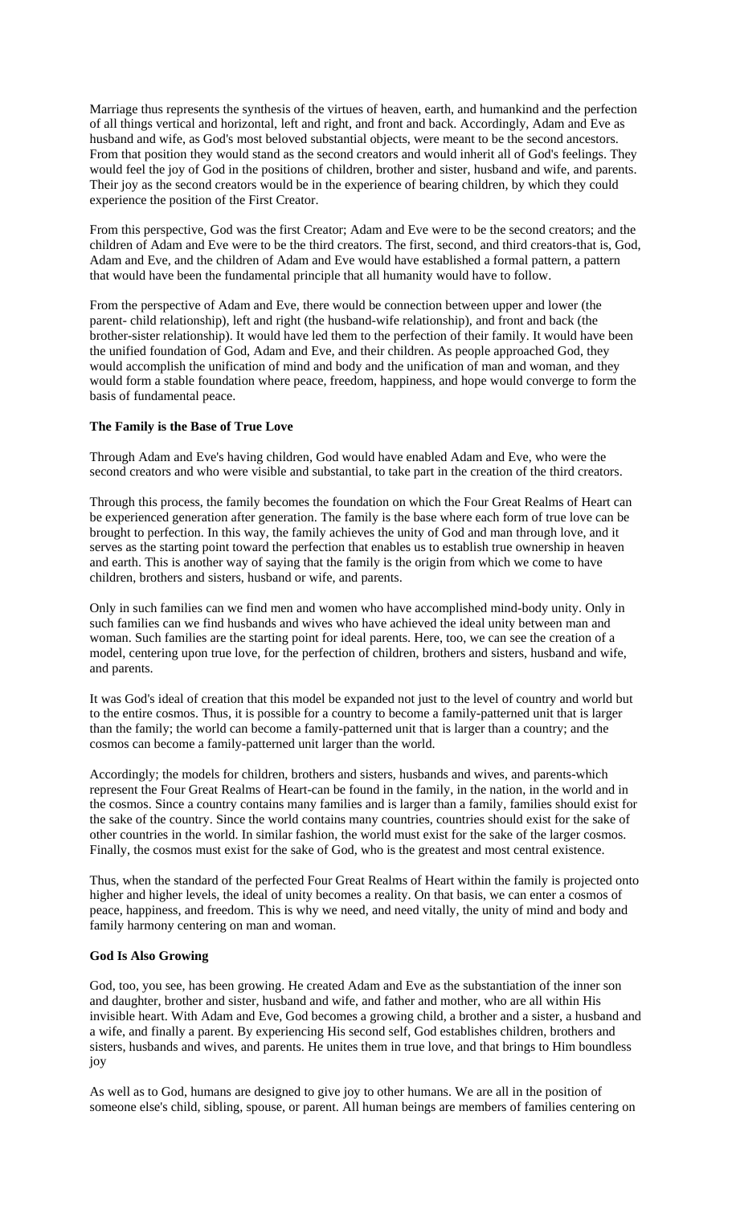Marriage thus represents the synthesis of the virtues of heaven, earth, and humankind and the perfection of all things vertical and horizontal, left and right, and front and back. Accordingly, Adam and Eve as husband and wife, as God's most beloved substantial objects, were meant to be the second ancestors. From that position they would stand as the second creators and would inherit all of God's feelings. They would feel the joy of God in the positions of children, brother and sister, husband and wife, and parents. Their joy as the second creators would be in the experience of bearing children, by which they could experience the position of the First Creator.

From this perspective, God was the first Creator; Adam and Eve were to be the second creators; and the children of Adam and Eve were to be the third creators. The first, second, and third creators-that is, God, Adam and Eve, and the children of Adam and Eve would have established a formal pattern, a pattern that would have been the fundamental principle that all humanity would have to follow.

From the perspective of Adam and Eve, there would be connection between upper and lower (the parent- child relationship), left and right (the husband-wife relationship), and front and back (the brother-sister relationship). It would have led them to the perfection of their family. It would have been the unified foundation of God, Adam and Eve, and their children. As people approached God, they would accomplish the unification of mind and body and the unification of man and woman, and they would form a stable foundation where peace, freedom, happiness, and hope would converge to form the basis of fundamental peace.

**The Family is the Base of True Love**

Through Adam and Eve's having children, God would have enabled Adam and Eve, who were the second creators and who were visible and substantial, to take part in the creation of the third creators.

Through this process, the family becomes the foundation on which the Four Great Realms of Heart can be experienced generation after generation. The family is the base where each form of true love can be brought to perfection. In this way, the family achieves the unity of God and man through love, and it serves as the starting point toward the perfection that enables us to establish true ownership in heaven and earth. This is another way of saying that the family is the origin from which we come to have children, brothers and sisters, husband or wife, and parents.

Only in such families can we find men and women who have accomplished mind-body unity. Only in such families can we find husbands and wives who have achieved the ideal unity between man and woman. Such families are the starting point for ideal parents. Here, too, we can see the creation of a model, centering upon true love, for the perfection of children, brothers and sisters, husband and wife, and parents.

It was God's ideal of creation that this model be expanded not just to the level of country and world but to the entire cosmos. Thus, it is possible for a country to become a family-patterned unit that is larger than the family; the world can become a family-patterned unit that is larger than a country; and the cosmos can become a family-patterned unit larger than the world.

Accordingly; the models for children, brothers and sisters, husbands and wives, and parents-which represent the Four Great Realms of Heart-can be found in the family, in the nation, in the world and in the cosmos. Since a country contains many families and is larger than a family, families should exist for the sake of the country. Since the world contains many countries, countries should exist for the sake of other countries in the world. In similar fashion, the world must exist for the sake of the larger cosmos. Finally, the cosmos must exist for the sake of God, who is the greatest and most central existence.

Thus, when the standard of the perfected Four Great Realms of Heart within the family is projected onto higher and higher levels, the ideal of unity becomes a reality. On that basis, we can enter a cosmos of peace, happiness, and freedom. This is why we need, and need vitally, the unity of mind and body and family harmony centering on man and woman.

**God Is Also Growing**

God, too, you see, has been growing. He created Adam and Eve as the substantiation of the inner son and daughter, brother and sister, husband and wife, and father and mother, who are all within His invisible heart. With Adam and Eve, God becomes a growing child, a brother and a sister, a husband and a wife, and finally a parent. By experiencing His second self, God establishes children, brothers and sisters, husbands and wives, and parents. He unites them in true love, and that brings to Him boundless joy

As well as to God, humans are designed to give joy to other humans. We are all in the position of someone else's child, sibling, spouse, or parent. All human beings are members of families centering on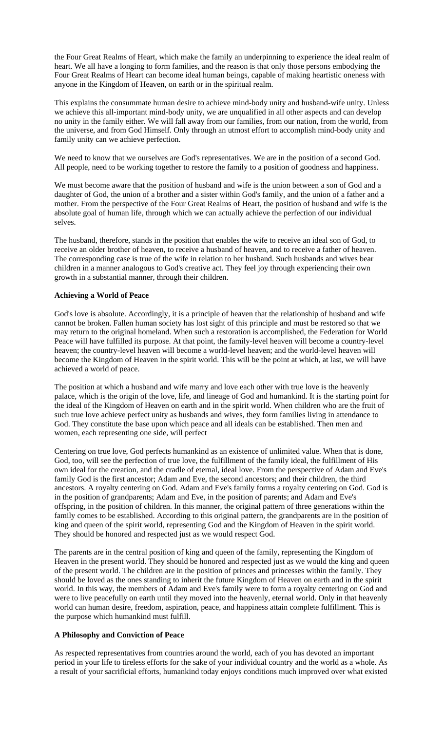the Four Great Realms of Heart, which make the family an underpinning to experience the ideal realm of heart. We all have a longing to form families, and the reason is that only those persons embodying the Four Great Realms of Heart can become ideal human beings, capable of making heartistic oneness with anyone in the Kingdom of Heaven, on earth or in the spiritual realm.

This explains the consummate human desire to achieve mind-body unity and husband-wife unity. Unless we achieve this all-important mind-body unity, we are unqualified in all other aspects and can develop no unity in the family either. We will fall away from our families, from our nation, from the world, from the universe, and from God Himself. Only through an utmost effort to accomplish mind-body unity and family unity can we achieve perfection.

We need to know that we ourselves are God's representatives. We are in the position of a second God. All people, need to be working together to restore the family to a position of goodness and happiness.

We must become aware that the position of husband and wife is the union between a son of God and a daughter of God, the union of a brother and a sister within God's family, and the union of a father and a mother. From the perspective of the Four Great Realms of Heart, the position of husband and wife is the absolute goal of human life, through which we can actually achieve the perfection of our individual selves.

The husband, therefore, stands in the position that enables the wife to receive an ideal son of God, to receive an older brother of heaven, to receive a husband of heaven, and to receive a father of heaven. The corresponding case is true of the wife in relation to her husband. Such husbands and wives bear children in a manner analogous to God's creative act. They feel joy through experiencing their own growth in a substantial manner, through their children.

**Achieving a World of Peace**

God's love is absolute. Accordingly, it is a principle of heaven that the relationship of husband and wife cannot be broken. Fallen human society has lost sight of this principle and must be restored so that we may return to the original homeland. When such a restoration is accomplished, the Federation for World Peace will have fulfilled its purpose. At that point, the family-level heaven will become a country-level heaven; the country-level heaven will become a world-level heaven; and the world-level heaven will become the Kingdom of Heaven in the spirit world. This will be the point at which, at last, we will have achieved a world of peace.

The position at which a husband and wife marry and love each other with true love is the heavenly palace, which is the origin of the love, life, and lineage of God and humankind. It is the starting point for the ideal of the Kingdom of Heaven on earth and in the spirit world. When children who are the fruit of such true love achieve perfect unity as husbands and wives, they form families living in attendance to God. They constitute the base upon which peace and all ideals can be established. Then men and women, each representing one side, will perfect

Centering on true love, God perfects humankind as an existence of unlimited value. When that is done, God, too, will see the perfection of true love, the fulfillment of the family ideal, the fulfillment of His own ideal for the creation, and the cradle of eternal, ideal love. From the perspective of Adam and Eve's family God is the first ancestor; Adam and Eve, the second ancestors; and their children, the third ancestors. A royalty centering on God. Adam and Eve's family forms a royalty centering on God. God is in the position of grandparents; Adam and Eve, in the position of parents; and Adam and Eve's offspring, in the position of children. In this manner, the original pattern of three generations within the family comes to be established. According to this original pattern, the grandparents are in the position of king and queen of the spirit world, representing God and the Kingdom of Heaven in the spirit world. They should be honored and respected just as we would respect God.

The parents are in the central position of king and queen of the family, representing the Kingdom of Heaven in the present world. They should be honored and respected just as we would the king and queen of the present world. The children are in the position of princes and princesses within the family. They should be loved as the ones standing to inherit the future Kingdom of Heaven on earth and in the spirit world. In this way, the members of Adam and Eve's family were to form a royalty centering on God and were to live peacefully on earth until they moved into the heavenly, eternal world. Only in that heavenly world can human desire, freedom, aspiration, peace, and happiness attain complete fulfillment. This is the purpose which humankind must fulfill.

**A Philosophy and Conviction of Peace**

As respected representatives from countries around the world, each of you has devoted an important period in your life to tireless efforts for the sake of your individual country and the world as a whole. As a result of your sacrificial efforts, humankind today enjoys conditions much improved over what existed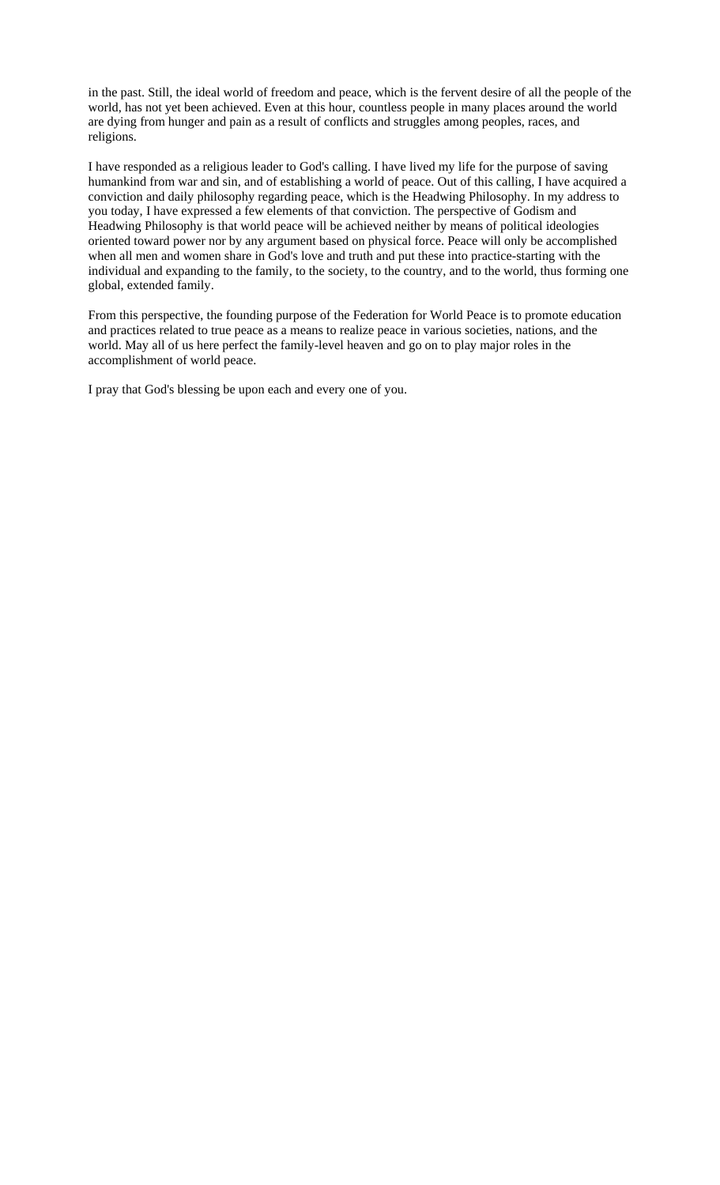in the past. Still, the ideal world of freedom and peace, which is the fervent desire of all the people of the world, has not yet been achieved. Even at this hour, countless people in many places around the world are dying from hunger and pain as a result of conflicts and struggles among peoples, races, and religions.

I have responded as a religious leader to God's calling. I have lived my life for the purpose of saving humankind from war and sin, and of establishing a world of peace. Out of this calling, I have acquired a conviction and daily philosophy regarding peace, which is the Headwing Philosophy. In my address to you today, I have expressed a few elements of that conviction. The perspective of Godism and Headwing Philosophy is that world peace will be achieved neither by means of political ideologies oriented toward power nor by any argument based on physical force. Peace will only be accomplished when all men and women share in God's love and truth and put these into practice-starting with the individual and expanding to the family, to the society, to the country, and to the world, thus forming one global, extended family.

From this perspective, the founding purpose of the Federation for World Peace is to promote education and practices related to true peace as a means to realize peace in various societies, nations, and the world. May all of us here perfect the family-level heaven and go on to play major roles in the accomplishment of world peace.

I pray that God's blessing be upon each and every one of you.